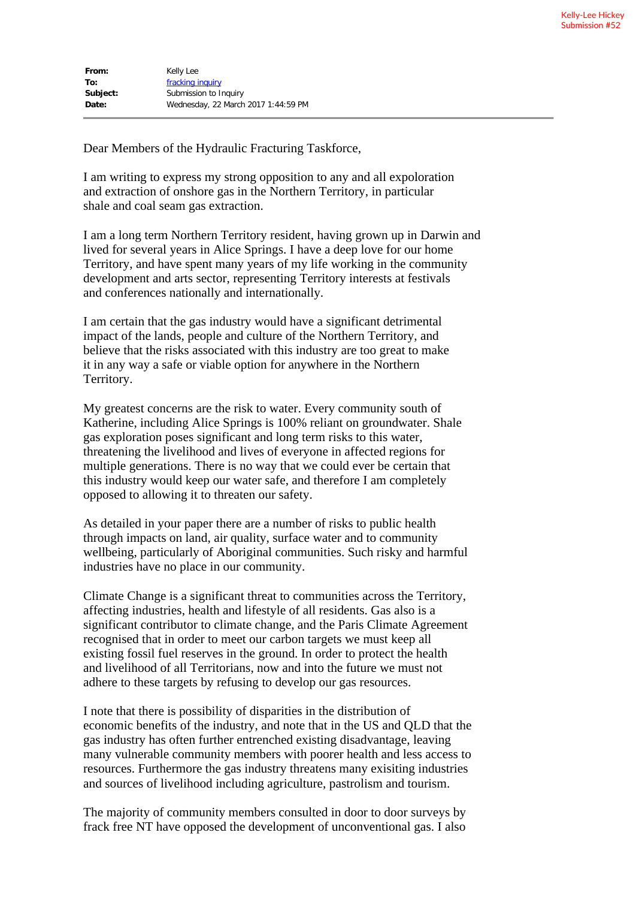Kelly-Lee Hickey
Submission #52

**From:** Kelly Lee
**To:** fracking inquiry
**Subject:** Submission to Inquiry
**Date:** Wednesday, 22 March 2017 1:44:59 PM

---

Dear Members of the Hydraulic Fracturing Taskforce,

I am writing to express my strong opposition to any and all expoloration and extraction of onshore gas in the Northern Territory, in particular shale and coal seam gas extraction.

I am a long term Northern Territory resident, having grown up in Darwin and lived for several years in Alice Springs. I have a deep love for our home Territory, and have spent many years of my life working in the community development and arts sector, representing Territory interests at festivals and conferences nationally and internationally.

I am certain that the gas industry would have a significant detrimental impact of the lands, people and culture of the Northern Territory, and believe that the risks associated with this industry are too great to make it in any way a safe or viable option for anywhere in the Northern Territory.

My greatest concerns are the risk to water. Every community south of Katherine, including Alice Springs is 100% reliant on groundwater. Shale gas exploration poses significant and long term risks to this water, threatening the livelihood and lives of everyone in affected regions for multiple generations. There is no way that we could ever be certain that this industry would keep our water safe, and therefore I am completely opposed to allowing it to threaten our safety.

As detailed in your paper there are a number of risks to public health through impacts on land, air quality, surface water and to community wellbeing, particularly of Aboriginal communities. Such risky and harmful industries have no place in our community.

Climate Change is a significant threat to communities across the Territory, affecting industries, health and lifestyle of all residents. Gas also is a significant contributor to climate change, and the Paris Climate Agreement recognised that in order to meet our carbon targets we must keep all existing fossil fuel reserves in the ground. In order to protect the health and livelihood of all Territorians, now and into the future we must not adhere to these targets by refusing to develop our gas resources.

I note that there is possibility of disparities in the distribution of economic benefits of the industry, and note that in the US and QLD that the gas industry has often further entrenched existing disadvantage, leaving many vulnerable community members with poorer health and less access to resources. Furthermore the gas industry threatens many exisiting industries and sources of livelihood including agriculture, pastrolism and tourism.

The majority of community members consulted in door to door surveys by frack free NT have opposed the development of unconventional gas. I also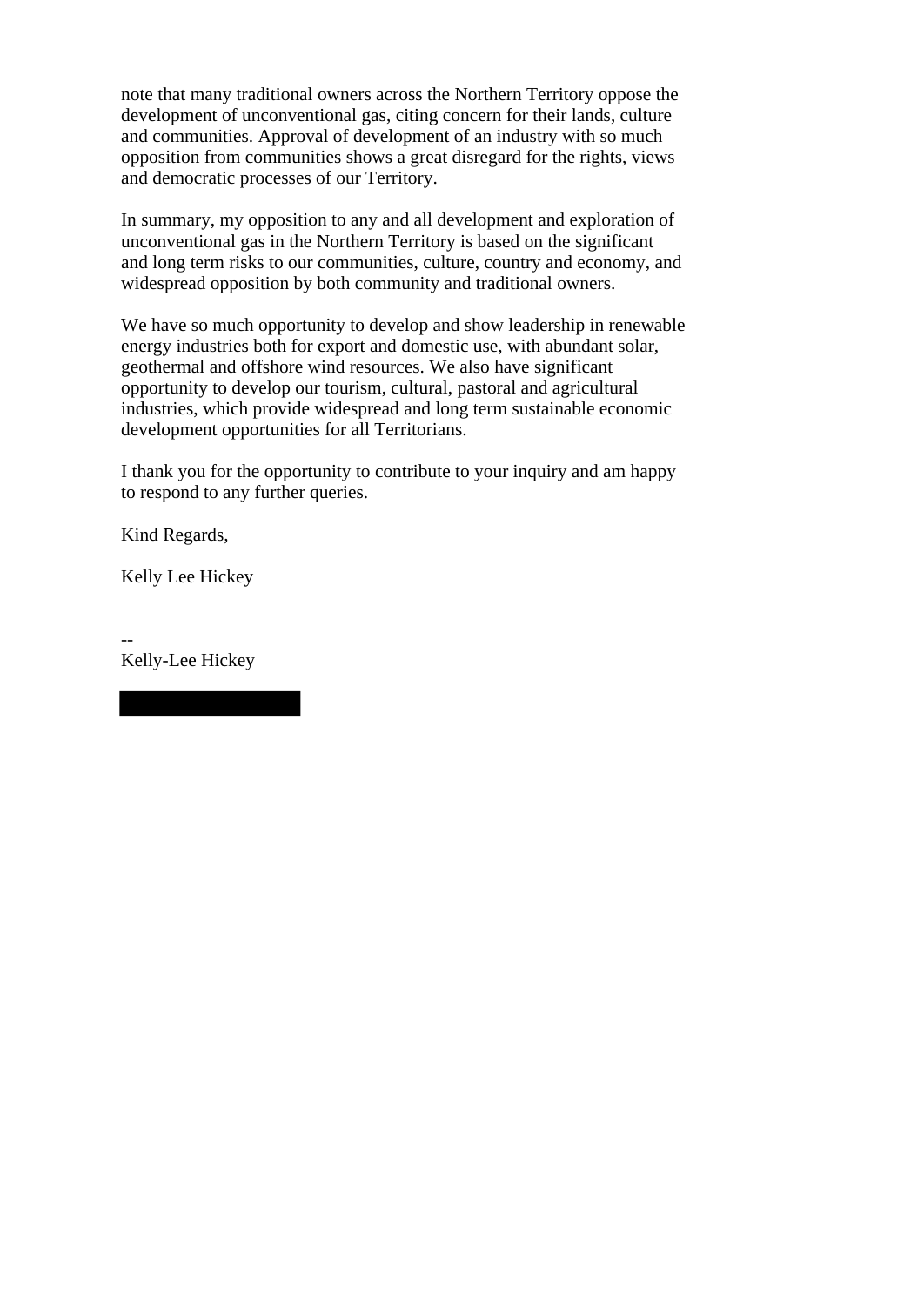note that many traditional owners across the Northern Territory oppose the development of unconventional gas, citing concern for their lands, culture and communities. Approval of development of an industry with so much opposition from communities shows a great disregard for the rights, views and democratic processes of our Territory.

In summary, my opposition to any and all development and exploration of unconventional gas in the Northern Territory is based on the significant and long term risks to our communities, culture, country and economy, and widespread opposition by both community and traditional owners.

We have so much opportunity to develop and show leadership in renewable energy industries both for export and domestic use, with abundant solar, geothermal and offshore wind resources. We also have significant opportunity to develop our tourism, cultural, pastoral and agricultural industries, which provide widespread and long term sustainable economic development opportunities for all Territorians.

I thank you for the opportunity to contribute to your inquiry and am happy to respond to any further queries.

Kind Regards,

Kelly Lee Hickey

--
Kelly-Lee Hickey